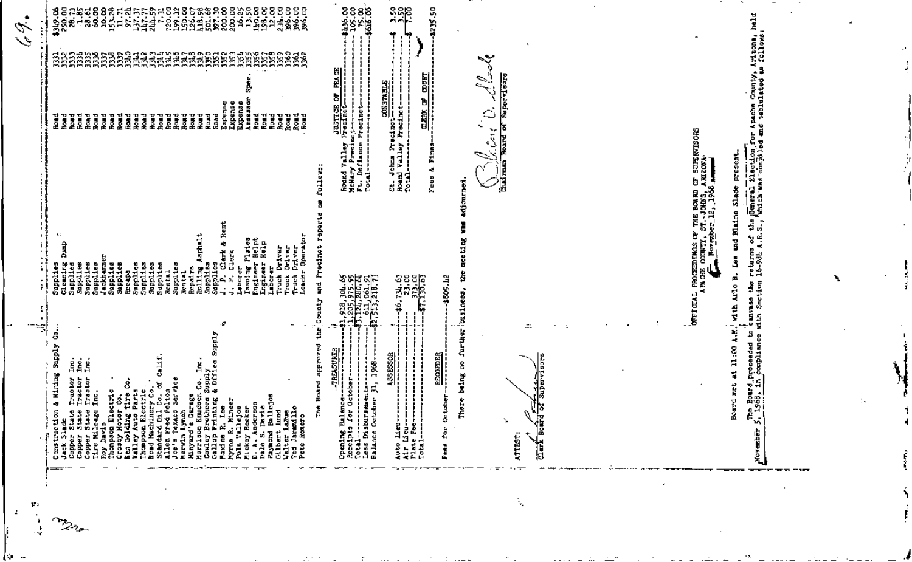| | | | | |
|---|---|---|---|---|
| Construction & Mining Supply Co. | Supplies | Road | 3331 | $349.06 |
| Jack Slade | Cleaning Dump | Road | 3332 | 250.00 |
| Copper State Tractor Inc. | Supplies | Road | 3333 | 28.73 |
| Copper State Tractor Inc. | Supplies | Road | 3334 | 1.85 |
| Copper State Tractor Inc. | Supplies | Road | 3335 | 28.61 |
| Tire Mileage Inc. | Supplies | Road | 3336 | 60.00 |
| Roy Davis | Jackhammer | Road | 3337 | 10.00 |
| Thompson Electric | Supplies | Road | 3338 | 153.28 |
| Crosby Motor Co. | Supplies | Road | 3339 | 11.71 |
| Ken Golding Tire Co. | Recaps | Road | 3340 | 97.24 |
| Valley Auto Parts | Supplies | Road | 3341 | 137.37 |
| Thompson Electric | Supplies | Road | 3342 | 147.77 |
| Road Machinery Co. | Supplies | Road | 3343 | 241.59 |
| Standard Oil Co. of Calif. | Supplies | Road | 3344 | 7.31 |
| Allen Fred Pelton | Rental | Road | 3345 | 720.00 |
| Joe's Texaco Service | Supplies | Road | 3346 | 199.12 |
| Mervin Lynch | Rental | Road | 3347 | 150.00 |
| Minyard's Garage | Repairs | Road | 3348 | 126.07 |
| Morrison Knudsen Co. Inc. | Rolling Asphalt | Road | 3349 | 118.98 |
| Cowley Brothers Supply | Supplies | Road | 3350 | 501.68 |
| Gallup Printing & Office Supply | Supplies | Road | 3351 | 377.30 |
| Maxine R. Lee | J. P. Clerk & Rent | Expense | 3352 | 200.00 |
| Myrna R. Mineer | J. P. Clerk | Expense | 3353 | 200.00 |
| Pula Vallejos | Laborer | Expense | 3354 | 16.25 |
| Mickey Becker | Issuing Plates | Assessor Spec. | 3355 | 13.50 |
| D. A. Anderson | Engineer Help | Road | 3356 | 140.00 |
| Dale S. Davis | Engineer Help | Road | 3357 | 198.00 |
| Raymond Ballejos | Laborer | Road | 3358 | 12.00 |
| Gilbert Lund | Truck Driver | Road | 3359 | 234.00 |
| Walter LaRue | Truck Driver | Road | 3360 | 396.00 |
| Ted Jaramillo | Truck Driver | Road | 3361 | 396.00 |
| Pete Romero | Loader Operator | Road | 3362 | 396.00 |

The Board approved the County and Precinct reports as follows:

**TREASURER**

| | |
|---|---|
| Opening Balance | $1,918,304.65 |
| Receipts for October | 1,205,975.99 |
| Total | $3,124,280.60 |
| Less Disbursements | 611,061.91 |
| Balance October 31, 1968 | $2,513,218.73 |

**ASSESSOR**

| | |
|---|---|
| Auto Lieu | $6,734.63 |
| Air Lieu | 23.00 |
| Plate Fee | 373.00 |
| Total | $7,130.63 |

**RECORDER**

Fees for October ---- $805.42

**JUSTICE OF PEACE**

| | |
|---|---|
| Round Valley Precinct | $436.00 |
| McNary Precinct | 105.00 |
| Ft. Defiance Precinct | 75.00 |
| Total | $616.00 |

**CONSTABLE**

| | |
|---|---|
| St. Johns Precinct | $ 3.50 |
| Round Valley Precinct | 3.50 |
| Total | $ 7.00 |

**CLERK OF COURT**

Fees & Fines ---- $235.50

There being no further business, the meeting was adjourned.

ATTEST:

Clerk Board of Supervisors

Chairman Board of Supervisors

## OFFICIAL PROCEEDINGS OF THE BOARD OF SUPERVISORS
### APACHE COUNTY, ST. JOHNS, ARIZONA
### November 12, 1968

Board met at 11:00 A.M. with Arlo B. Lee and Blaine Slade present.

The Board proceeded to canvass the returns of the General Election for Apache County, Arizona, held November 5, 1968, in compliance with Section 16-984 A.R.S., which was compiled and tabulated as follows: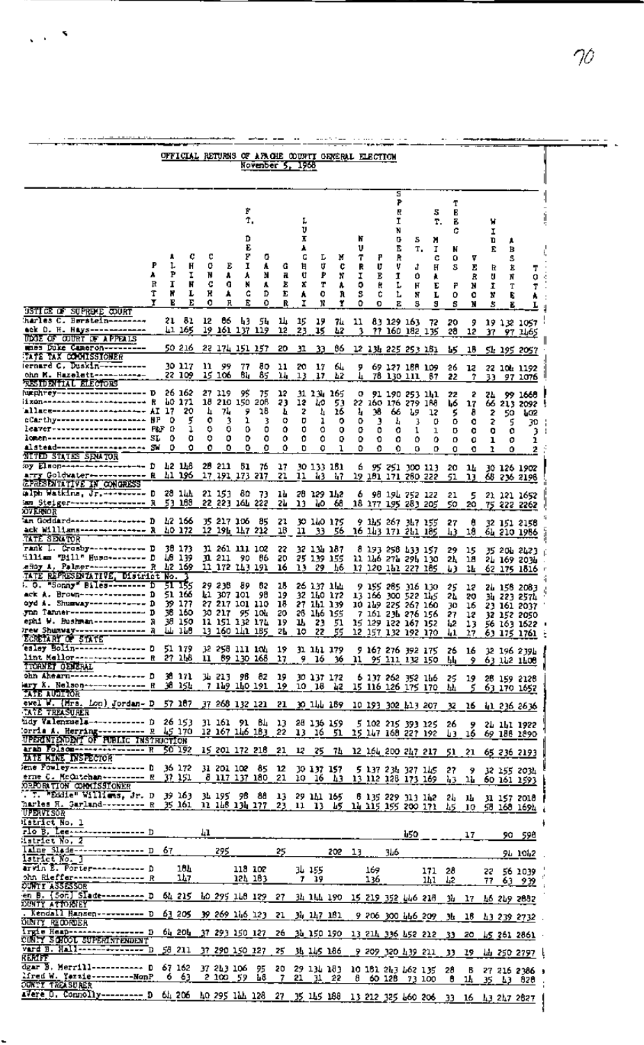# OFFICIAL RETURNS OF APACHE COUNTY GENERAL ELECTION
## November 5, 1968

| | Party | Alpine | Chinle | Concho | Eagar | Ft. Defiance | Ganado | Greer | Lukachukai | Lupton | McNary | Nutrioso | Puerco | Springerville | St. Johns | St. Michaels | Teec Nos Pos | Vernon | Wide Ruins | Absentee | Total |
|---|---|---|---|---|---|---|---|---|---|---|---|---|---|---|---|---|---|---|---|---|---|
| **JUSTICE OF SUPREME COURT** | | | | | | | | | | | | | | | | | | | | | |
| Charles C. Bernstein | | 21 | 81 | 12 | 86 | 43 | 54 | 14 | 15 | 19 | 74 | 11 | 83 | 129 | 163 | 72 | 20 | 9 | 19 | 132 | 1057 |
| Jack D. H. Hays | | 41 | 165 | 19 | 161 | 137 | 119 | 12 | 23 | 15 | 42 | 3 | 77 | 160 | 182 | 135 | 28 | 12 | 37 | 97 | 1465 |
| **JUDGE OF COURT OF APPEALS** | | | | | | | | | | | | | | | | | | | | | |
| James Duke Cameron | | 50 | 216 | 22 | 174 | 151 | 157 | 20 | 31 | 33 | 86 | 12 | 134 | 225 | 253 | 181 | 45 | 18 | 54 | 195 | 2057 |
| **STATE TAX COMMISSIONER** | | | | | | | | | | | | | | | | | | | | | |
| Bernard C. Duskin | | 30 | 117 | 11 | 99 | 77 | 80 | 11 | 20 | 17 | 64 | 9 | 69 | 127 | 188 | 109 | 26 | 12 | 22 | 104 | 1192 |
| John M. Hazelett | | 22 | 109 | 15 | 106 | 84 | 85 | 14 | 13 | 17 | 42 | 4 | 78 | 130 | 111 | 87 | 22 | 7 | 33 | 97 | 1076 |
| **PRESIDENTIAL ELECTORS** | | | | | | | | | | | | | | | | | | | | | |
| Humphrey | D | 26 | 162 | 27 | 119 | 95 | 75 | 12 | 31 | 134 | 165 | 0 | 91 | 190 | 253 | 141 | 22 | 2 | 24 | 99 | 1668 |
| Nixon | R | 40 | 171 | 18 | 210 | 150 | 208 | 23 | 12 | 40 | 53 | 22 | 160 | 176 | 279 | 188 | 46 | 17 | 66 | 213 | 2092 |
| Wallace | AI | 17 | 20 | 4 | 74 | 9 | 18 | 4 | 2 | 4 | 16 | 4 | 38 | 66 | 49 | 12 | 5 | 8 | 2 | 50 | 402 |
| McCarthy | NP | 0 | 5 | 0 | 3 | 1 | 3 | 0 | 0 | 1 | 0 | 0 | 3 | 4 | 3 | 0 | 0 | 0 | 2 | 5 | 30 |
| Cleaver | P&F | 0 | 1 | 0 | 0 | 0 | 0 | 0 | 0 | 0 | 0 | 0 | 0 | 0 | 1 | 1 | 0 | 0 | 0 | 0 | 3 |
| Blomen | SL | 0 | 0 | 0 | 0 | 0 | 0 | 0 | 0 | 0 | 0 | 0 | 0 | 0 | 0 | 0 | 0 | 0 | 1 | 0 | 1 |
| Halstead | SW | 0 | 0 | 0 | 0 | 0 | 0 | 0 | 0 | 1 | 0 | 0 | 0 | 0 | 0 | 0 | 0 | 0 | 1 | 0 | 2 |
| **UNITED STATES SENATOR** | | | | | | | | | | | | | | | | | | | | | |
| Roy Elson | D | 42 | 148 | 28 | 211 | 81 | 76 | 17 | 30 | 133 | 181 | 6 | 95 | 251 | 300 | 113 | 20 | 14 | 30 | 126 | 1902 |
| Barry Goldwater | R | 41 | 196 | 17 | 191 | 173 | 217 | 21 | 11 | 43 | 47 | 19 | 181 | 171 | 280 | 222 | 51 | 13 | 68 | 236 | 2198 |
| **REPRESENTATIVE IN CONGRESS** | | | | | | | | | | | | | | | | | | | | | |
| Ralph Watkins, Jr. | D | 28 | 144 | 21 | 153 | 80 | 73 | 14 | 28 | 129 | 142 | 6 | 98 | 194 | 252 | 122 | 21 | 5 | 21 | 121 | 1652 |
| Sam Steiger | R | 53 | 188 | 22 | 223 | 164 | 222 | 24 | 13 | 40 | 68 | 18 | 177 | 195 | 283 | 205 | 50 | 20 | 75 | 222 | 2262 |
| **GOVERNOR** | | | | | | | | | | | | | | | | | | | | | |
| Sam Goddard | D | 42 | 166 | 35 | 217 | 106 | 85 | 21 | 30 | 140 | 175 | 9 | 145 | 267 | 347 | 155 | 27 | 8 | 32 | 151 | 2158 |
| Jack Williams | R | 40 | 172 | 12 | 194 | 147 | 212 | 18 | 11 | 33 | 56 | 16 | 143 | 171 | 241 | 185 | 43 | 18 | 64 | 210 | 1986 |
| **STATE SENATOR** | | | | | | | | | | | | | | | | | | | | | |
| Frank L. Crosby | D | 38 | 173 | 31 | 261 | 111 | 102 | 22 | 32 | 134 | 187 | 8 | 193 | 258 | 433 | 157 | 29 | 15 | 35 | 204 | 2423 |
| William "Bill" Huso | D | 48 | 139 | 31 | 211 | 90 | 86 | 20 | 25 | 139 | 155 | 11 | 146 | 274 | 294 | 130 | 24 | 18 | 24 | 169 | 2034 |
| LeRoy A. Palmer | R | 42 | 169 | 11 | 172 | 143 | 191 | 16 | 13 | 29 | 46 | 17 | 120 | 141 | 227 | 185 | 43 | 14 | 62 | 175 | 1816 |
| **STATE REPRESENTATIVE, District No. 3** | | | | | | | | | | | | | | | | | | | | | |
| J. O. "Sonny" Biles | D | 51 | 155 | 29 | 238 | 89 | 82 | 18 | 26 | 137 | 144 | 9 | 155 | 285 | 316 | 130 | 25 | 12 | 24 | 158 | 2083 |
| Jack A. Brown | D | 51 | 166 | 41 | 307 | 101 | 98 | 19 | 32 | 140 | 172 | 13 | 166 | 300 | 522 | 145 | 24 | 20 | 34 | 223 | 2574 |
| Lloyd A. Shumway | D | 39 | 177 | 27 | 217 | 101 | 110 | 18 | 27 | 141 | 139 | 10 | 149 | 225 | 267 | 160 | 30 | 16 | 23 | 161 | 2037 |
| Lynn Tanner | D | 38 | 160 | 30 | 217 | 95 | 104 | 20 | 26 | 146 | 155 | 7 | 161 | 234 | 276 | 156 | 27 | 12 | 32 | 152 | 2050 |
| Jephi W. Bushman | R | 38 | 150 | 11 | 151 | 132 | 174 | 19 | 14 | 23 | 51 | 15 | 129 | 122 | 167 | 152 | 42 | 13 | 56 | 163 | 1622 |
| Drew Shumway | R | 44 | 148 | 13 | 160 | 141 | 185 | 24 | 10 | 22 | 55 | 12 | 157 | 132 | 192 | 170 | 41 | 17 | 63 | 175 | 1761 |
| **SECRETARY OF STATE** | | | | | | | | | | | | | | | | | | | | | |
| Wesley Bolin | D | 51 | 179 | 32 | 258 | 111 | 104 | 19 | 31 | 141 | 179 | 9 | 167 | 276 | 392 | 175 | 26 | 16 | 32 | 196 | 2394 |
| Clint Mellor | R | 27 | 148 | 11 | 89 | 130 | 168 | 17 | 9 | 16 | 36 | 11 | 95 | 111 | 132 | 150 | 44 | 9 | 63 | 142 | 1408 |
| **ATTORNEY GENERAL** | | | | | | | | | | | | | | | | | | | | | |
| John Ahearn | D | 38 | 171 | 34 | 213 | 98 | 82 | 19 | 30 | 137 | 172 | 6 | 137 | 262 | 352 | 146 | 25 | 19 | 28 | 159 | 2128 |
| Mary K. Nelson | R | 38 | 154 | 7 | 149 | 140 | 191 | 19 | 10 | 18 | 42 | 15 | 116 | 126 | 175 | 170 | 44 | 5 | 63 | 170 | 1652 |
| **STATE AUDITOR** | | | | | | | | | | | | | | | | | | | | | |
| Jewel W. (Mrs. Lon) Jordan | D | 57 | 187 | 37 | 268 | 132 | 121 | 21 | 30 | 144 | 189 | 10 | 193 | 302 | 413 | 207 | 32 | 16 | 41 | 236 | 2636 |
| **STATE TREASURER** | | | | | | | | | | | | | | | | | | | | | |
| Rudy Valenzuela | D | 26 | 153 | 31 | 161 | 91 | 84 | 13 | 28 | 136 | 159 | 5 | 102 | 215 | 393 | 125 | 26 | 9 | 24 | 161 | 1922 |
| Morris A. Herring | R | 45 | 170 | 12 | 167 | 146 | 183 | 22 | 13 | 16 | 51 | 15 | 147 | 168 | 227 | 192 | 43 | 16 | 69 | 188 | 1890 |
| **SUPERINTENDENT OF PUBLIC INSTRUCTION** | | | | | | | | | | | | | | | | | | | | | |
| Sarah Folsom | R | 50 | 192 | 15 | 201 | 172 | 218 | 21 | 12 | 25 | 74 | 12 | 164 | 200 | 247 | 217 | 51 | 21 | 65 | 236 | 2193 |
| **STATE MINE INSPECTOR** | | | | | | | | | | | | | | | | | | | | | |
| Gene Fowley | D | 36 | 172 | 31 | 201 | 102 | 85 | 12 | 30 | 137 | 157 | 5 | 137 | 234 | 327 | 145 | 27 | 9 | 32 | 155 | 2034 |
| Verne C. McCutchan | R | 37 | 151 | 8 | 117 | 137 | 180 | 21 | 10 | 16 | 43 | 13 | 112 | 128 | 173 | 169 | 43 | 14 | 60 | 161 | 1593 |
| **CORPORATION COMMISSIONER** | | | | | | | | | | | | | | | | | | | | | |
| A. T. "Eddie" Williams, Jr. | D | 39 | 163 | 34 | 195 | 98 | 88 | 13 | 29 | 141 | 165 | 8 | 135 | 229 | 313 | 142 | 24 | 14 | 31 | 157 | 2018 |
| Charles H. Garland | R | 35 | 161 | 11 | 148 | 134 | 177 | 23 | 11 | 13 | 45 | 14 | 115 | 155 | 200 | 171 | 45 | 10 | 58 | 168 | 1694 |
| **SUPERVISOR** | | | | | | | | | | | | | | | | | | | | | |
| District No. 1 | | | | | | | | | | | | | | | | | | | | | |
| Carlo B. Lee | D | | | 41 | | | | | | | | | | | 450 | | | 17 | | 90 | 598 |
| District No. 2 | | | | | | | | | | | | | | | | | | | | | |
| Blaine Slade | D | 67 | | | 295 | | | 25 | | | 202 | 13 | | 346 | | | | | | 94 | 1042 |
| District No. 3 | | | | | | | | | | | | | | | | | | | | | |
| Marvin E. Porter | D | | 184 | | | 118 | 102 | | 34 | 155 | | | 169 | | | 171 | 28 | | 22 | 56 | 1039 |
| John Rieffer | R | | 147 | | | 124 | 183 | | 7 | 39 | | | 136 | | | 141 | 42 | | 77 | 63 | 939 |
| **COUNTY ASSESSOR** | | | | | | | | | | | | | | | | | | | | | |
| Glen B. (Son) Slade | D | 64 | 215 | 40 | 295 | 148 | 129 | 27 | 34 | 144 | 190 | 15 | 219 | 352 | 446 | 218 | 34 | 17 | 46 | 249 | 2882 |
| **COUNTY ATTORNEY** | | | | | | | | | | | | | | | | | | | | | |
| T. Kendall Hansen | D | 63 | 205 | 39 | 269 | 146 | 123 | 21 | 34 | 147 | 181 | 9 | 206 | 300 | 446 | 209 | 34 | 18 | 43 | 239 | 2732 |
| **COUNTY RECORDER** | | | | | | | | | | | | | | | | | | | | | |
| Irgie Heap | D | 64 | 204 | 37 | 293 | 150 | 127 | 26 | 34 | 150 | 190 | 13 | 214 | 336 | 452 | 212 | 33 | 20 | 45 | 261 | 2861 |
| **COUNTY SCHOOL SUPERINTENDENT** | | | | | | | | | | | | | | | | | | | | | |
| Ward B. Hall | D | 58 | 211 | 37 | 290 | 150 | 127 | 25 | 34 | 145 | 186 | 9 | 209 | 320 | 439 | 211 | 33 | 19 | 44 | 250 | 2797 |
| **SHERIFF** | | | | | | | | | | | | | | | | | | | | | |
| Edgar B. Merrill | D | 67 | 162 | 37 | 243 | 106 | 95 | 20 | 29 | 134 | 183 | 10 | 181 | 243 | 462 | 135 | 28 | 8 | 27 | 216 | 2386 |
| Alfred W. Yazzie | NonP | 6 | 63 | 2 | 100 | 59 | 48 | 7 | 21 | 31 | 22 | 8 | 60 | 128 | 73 | 100 | 8 | 14 | 35 | 43 | 828 |
| **COUNTY TREASURER** | | | | | | | | | | | | | | | | | | | | | |
| LaVere O. Connolly | D | 64 | 206 | 40 | 295 | 144 | 128 | 27 | 35 | 145 | 188 | 13 | 212 | 325 | 460 | 206 | 33 | 16 | 43 | 247 | 2827 |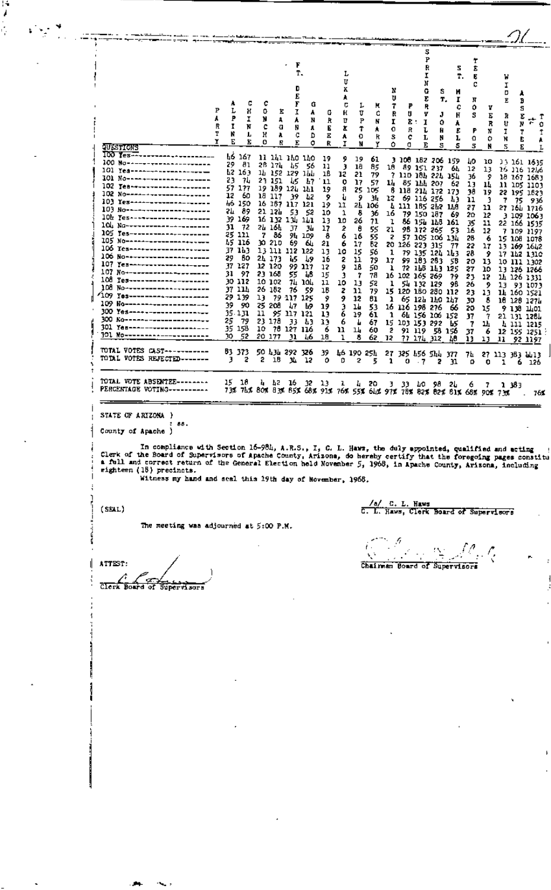| QUESTIONS | PARTY | ALPINE | CHINLE | CONCHO | EAGAR | FT. DEFIANCE | GANADO | GREER | LUKACHUKAI | LUPTON | MCNARY | NUTRIOSO | PUERCO | SPRINGERVILLE | ST. JOHNS | ST. MICHAELS | TEEC NOS POS | VERNON | WINDOW ROCK | ABSENTEE | TOTAL |
|---|---|---|---|---|---|---|---|---|---|---|---|---|---|---|---|---|---|---|---|---|---|
| 100 Yes | | 46 | 167 | 11 | 141 | 140 | 140 | 19 | 9 | 19 | 61 | 3 | 108 | 182 | 206 | 159 | 40 | 10 | 13 | 161 | 1635 |
| 100 No | | 29 | 81 | 28 | 174 | 45 | 56 | 11 | 3 | 18 | 85 | 18 | 89 | 151 | 237 | 64 | 12 | 13 | 15 | 116 | 1246 |
| 101 Yes | | 42 | 163 | 14 | 152 | 129 | 144 | 18 | 12 | 21 | 79 | 7 | 110 | 184 | 224 | 154 | 36 | 9 | 18 | 167 | 1683 |
| 101 No | | 23 | 74 | 23 | 151 | 45 | 47 | 11 | 0 | 17 | 57 | 14 | 85 | 144 | 207 | 62 | 13 | 14 | 11 | 105 | 1103 |
| 102 Yes | | 57 | 177 | 19 | 189 | 124 | 141 | 19 | 8 | 25 | 105 | 8 | 118 | 214 | 172 | 173 | 38 | 19 | 22 | 195 | 1823 |
| 102 No | | 12 | 60 | 18 | 117 | 39 | 42 | 9 | 4 | 9 | 34 | 12 | 69 | 116 | 256 | 43 | 11 | 3 | 7 | 75 | 936 |
| 103 Yes | | 46 | 150 | 16 | 187 | 117 | 121 | 19 | 11 | 24 | 106 | 4 | 111 | 185 | 242 | 148 | 27 | 11 | 27 | 164 | 1716 |
| 103 No | | 24 | 89 | 21 | 124 | 53 | 52 | 10 | 1 | 8 | 36 | 16 | 79 | 150 | 187 | 69 | 20 | 12 | 3 | 109 | 1063 |
| 104 Yes | | 39 | 169 | 16 | 132 | 134 | 141 | 13 | 10 | 26 | 71 | 1 | 86 | 154 | 148 | 161 | 35 | 11 | 22 | 166 | 1535 |
| 104 No | | 31 | 72 | 24 | 164 | 37 | 34 | 17 | 2 | 8 | 55 | 21 | 98 | 172 | 265 | 53 | 16 | 12 | 7 | 109 | 1197 |
| 105 Yes | | 25 | 111 | 7 | 86 | 94 | 109 | 8 | 6 | 16 | 55 | 2 | 57 | 105 | 106 | 134 | 28 | 6 | 15 | 108 | 1078 |
| 105 No | | 45 | 116 | 30 | 210 | 69 | 64 | 21 | 6 | 17 | 82 | 20 | 126 | 223 | 315 | 77 | 22 | 17 | 13 | 169 | 1642 |
| 106 Yes | | 37 | 143 | 13 | 111 | 112 | 122 | 13 | 10 | 15 | 56 | 1 | 79 | 135 | 124 | 143 | 28 | 9 | 17 | 142 | 1310 |
| 106 No | | 29 | 80 | 24 | 173 | 45 | 49 | 16 | 2 | 11 | 79 | 17 | 99 | 183 | 283 | 58 | 20 | 13 | 10 | 111 | 1302 |
| 107 Yes | | 37 | 127 | 12 | 120 | 99 | 117 | 12 | 9 | 18 | 50 | 1 | 72 | 148 | 143 | 125 | 27 | 10 | 13 | 126 | 1266 |
| 107 No | | 31 | 97 | 23 | 168 | 55 | 48 | 15 | 3 | 7 | 78 | 16 | 102 | 165 | 269 | 79 | 23 | 12 | 14 | 126 | 1331 |
| 108 Yes | | 30 | 112 | 10 | 102 | 74 | 104 | 11 | 10 | 13 | 52 | 1 | 54 | 132 | 129 | 98 | 26 | 9 | 13 | 93 | 1073 |
| 108 No | | 37 | 114 | 26 | 182 | 76 | 59 | 18 | 2 | 11 | 79 | 15 | 120 | 180 | 280 | 112 | 23 | 13 | 14 | 160 | 1521 |
| 109 Yes | | 29 | 139 | 13 | 79 | 117 | 125 | 9 | 9 | 12 | 81 | 1 | 65 | 124 | 140 | 147 | 30 | 8 | 18 | 128 | 1274 |
| 109 No | | 39 | 90 | 25 | 208 | 47 | 49 | 19 | 3 | 14 | 53 | 16 | 116 | 198 | 276 | 66 | 20 | 15 | 9 | 138 | 1401 |
| 300 Yes | | 35 | 131 | 11 | 95 | 117 | 121 | 13 | 6 | 19 | 61 | 1 | 64 | 156 | 106 | 152 | 37 | 7 | 21 | 131 | 1284 |
| 300 No | | 25 | 79 | 23 | 178 | 33 | 43 | 13 | 6 | 4 | 67 | 15 | 103 | 153 | 292 | 45 | 7 | 14 | 4 | 111 | 1215 |
| 301 Yes | | 35 | 158 | 10 | 78 | 127 | 116 | 6 | 11 | 14 | 60 | 2 | 91 | 119 | 58 | 156 | 37 | 6 | 12 | 155 | 1251 |
| 301 No | | 30 | 52 | 20 | 177 | 31 | 46 | 18 | 1 | 8 | 62 | 12 | 77 | 174 | 312 | 48 | 13 | 13 | 11 | 92 | 1197 |
| TOTAL VOTES CAST | | 83 | 373 | 50 | 434 | 292 | 326 | 39 | 46 | 190 | 254 | 27 | 325 | 456 | 544 | 377 | 74 | 27 | 113 | 383 | 4413 |
| TOTAL VOTES REJECTED | | 3 | 2 | 2 | 18 | 34 | 12 | 0 | 0 | 2 | 5 | 1 | 0 | 7 | 2 | 31 | 0 | 0 | 1 | 6 | 126 |
| TOTAL VOTE ABSENTEE | | 15 | 18 | 4 | 42 | 16 | 32 | 13 | 1 | 4 | 20 | 3 | 33 | 40 | 98 | 24 | 6 | 7 | 1 | | 383 |
| PERCENTAGE VOTING | | 73% | 74% | 80% | 83% | 85% | 68% | 91% | 76% | 55% | 64% | 97% | 78% | 82% | 82% | 81% | 68% | 90% | 73% | | 76% |

STATE OF ARIZONA )
: ss.
County of Apache )

In compliance with Section 16-984, A.R.S., I, C. L. Haws, the duly appointed, qualified and acting Clerk of the Board of Supervisors of Apache County, Arizona, do hereby certify that the foregoing pages constitute a full and correct return of the General Election held November 5, 1968, in Apache County, Arizona, including eighteen (18) precincts.

Witness my hand and seal this 19th day of November, 1968.

(SEAL)

/s/ C. L. Haws
C. L. Haws, Clerk Board of Supervisors

The meeting was adjourned at 5:00 P.M.

Chairman Board of Supervisors

ATTEST:

Clerk Board of Supervisors